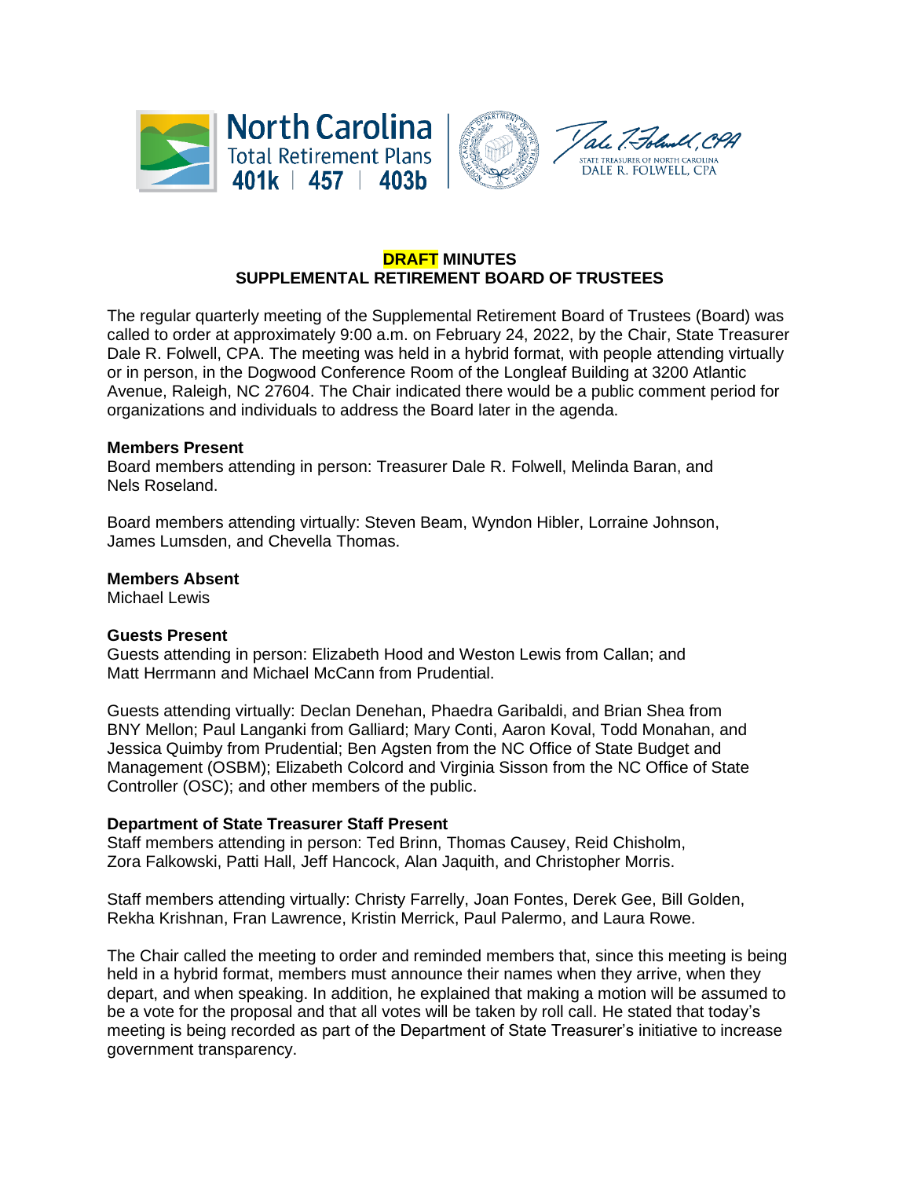**DRAFT MINUTES**
**SUPPLEMENTAL RETIREMENT BOARD OF TRUSTEES**

The regular quarterly meeting of the Supplemental Retirement Board of Trustees (Board) was called to order at approximately 9:00 a.m. on February 24, 2022, by the Chair, State Treasurer Dale R. Folwell, CPA. The meeting was held in a hybrid format, with people attending virtually or in person, in the Dogwood Conference Room of the Longleaf Building at 3200 Atlantic Avenue, Raleigh, NC 27604. The Chair indicated there would be a public comment period for organizations and individuals to address the Board later in the agenda.

**Members Present**
Board members attending in person: Treasurer Dale R. Folwell, Melinda Baran, and Nels Roseland.

Board members attending virtually: Steven Beam, Wyndon Hibler, Lorraine Johnson, James Lumsden, and Chevella Thomas.

**Members Absent**
Michael Lewis

**Guests Present**
Guests attending in person: Elizabeth Hood and Weston Lewis from Callan; and Matt Herrmann and Michael McCann from Prudential.

Guests attending virtually: Declan Denehan, Phaedra Garibaldi, and Brian Shea from BNY Mellon; Paul Langanki from Galliard; Mary Conti, Aaron Koval, Todd Monahan, and Jessica Quimby from Prudential; Ben Agsten from the NC Office of State Budget and Management (OSBM); Elizabeth Colcord and Virginia Sisson from the NC Office of State Controller (OSC); and other members of the public.

**Department of State Treasurer Staff Present**
Staff members attending in person: Ted Brinn, Thomas Causey, Reid Chisholm, Zora Falkowski, Patti Hall, Jeff Hancock, Alan Jaquith, and Christopher Morris.

Staff members attending virtually: Christy Farrelly, Joan Fontes, Derek Gee, Bill Golden, Rekha Krishnan, Fran Lawrence, Kristin Merrick, Paul Palermo, and Laura Rowe.

The Chair called the meeting to order and reminded members that, since this meeting is being held in a hybrid format, members must announce their names when they arrive, when they depart, and when speaking. In addition, he explained that making a motion will be assumed to be a vote for the proposal and that all votes will be taken by roll call. He stated that today's meeting is being recorded as part of the Department of State Treasurer's initiative to increase government transparency.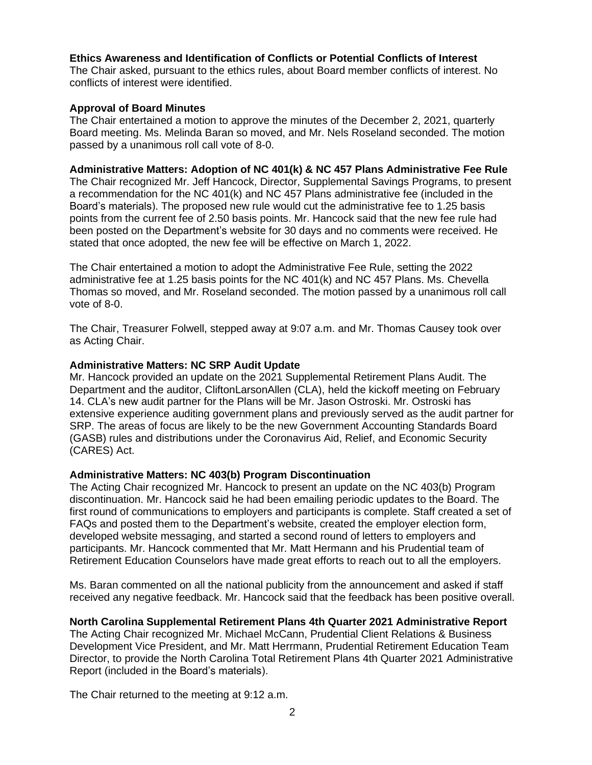**Ethics Awareness and Identification of Conflicts or Potential Conflicts of Interest**
The Chair asked, pursuant to the ethics rules, about Board member conflicts of interest. No conflicts of interest were identified.

**Approval of Board Minutes**
The Chair entertained a motion to approve the minutes of the December 2, 2021, quarterly Board meeting. Ms. Melinda Baran so moved, and Mr. Nels Roseland seconded. The motion passed by a unanimous roll call vote of 8-0.

**Administrative Matters: Adoption of NC 401(k) & NC 457 Plans Administrative Fee Rule**
The Chair recognized Mr. Jeff Hancock, Director, Supplemental Savings Programs, to present a recommendation for the NC 401(k) and NC 457 Plans administrative fee (included in the Board's materials). The proposed new rule would cut the administrative fee to 1.25 basis points from the current fee of 2.50 basis points. Mr. Hancock said that the new fee rule had been posted on the Department's website for 30 days and no comments were received. He stated that once adopted, the new fee will be effective on March 1, 2022.

The Chair entertained a motion to adopt the Administrative Fee Rule, setting the 2022 administrative fee at 1.25 basis points for the NC 401(k) and NC 457 Plans. Ms. Chevella Thomas so moved, and Mr. Roseland seconded. The motion passed by a unanimous roll call vote of 8-0.

The Chair, Treasurer Folwell, stepped away at 9:07 a.m. and Mr. Thomas Causey took over as Acting Chair.

**Administrative Matters: NC SRP Audit Update**
Mr. Hancock provided an update on the 2021 Supplemental Retirement Plans Audit. The Department and the auditor, CliftonLarsonAllen (CLA), held the kickoff meeting on February 14. CLA's new audit partner for the Plans will be Mr. Jason Ostroski. Mr. Ostroski has extensive experience auditing government plans and previously served as the audit partner for SRP. The areas of focus are likely to be the new Government Accounting Standards Board (GASB) rules and distributions under the Coronavirus Aid, Relief, and Economic Security (CARES) Act.

**Administrative Matters: NC 403(b) Program Discontinuation**
The Acting Chair recognized Mr. Hancock to present an update on the NC 403(b) Program discontinuation. Mr. Hancock said he had been emailing periodic updates to the Board. The first round of communications to employers and participants is complete. Staff created a set of FAQs and posted them to the Department's website, created the employer election form, developed website messaging, and started a second round of letters to employers and participants. Mr. Hancock commented that Mr. Matt Hermann and his Prudential team of Retirement Education Counselors have made great efforts to reach out to all the employers.

Ms. Baran commented on all the national publicity from the announcement and asked if staff received any negative feedback. Mr. Hancock said that the feedback has been positive overall.

**North Carolina Supplemental Retirement Plans 4th Quarter 2021 Administrative Report**
The Acting Chair recognized Mr. Michael McCann, Prudential Client Relations & Business Development Vice President, and Mr. Matt Herrmann, Prudential Retirement Education Team Director, to provide the North Carolina Total Retirement Plans 4th Quarter 2021 Administrative Report (included in the Board's materials).

The Chair returned to the meeting at 9:12 a.m.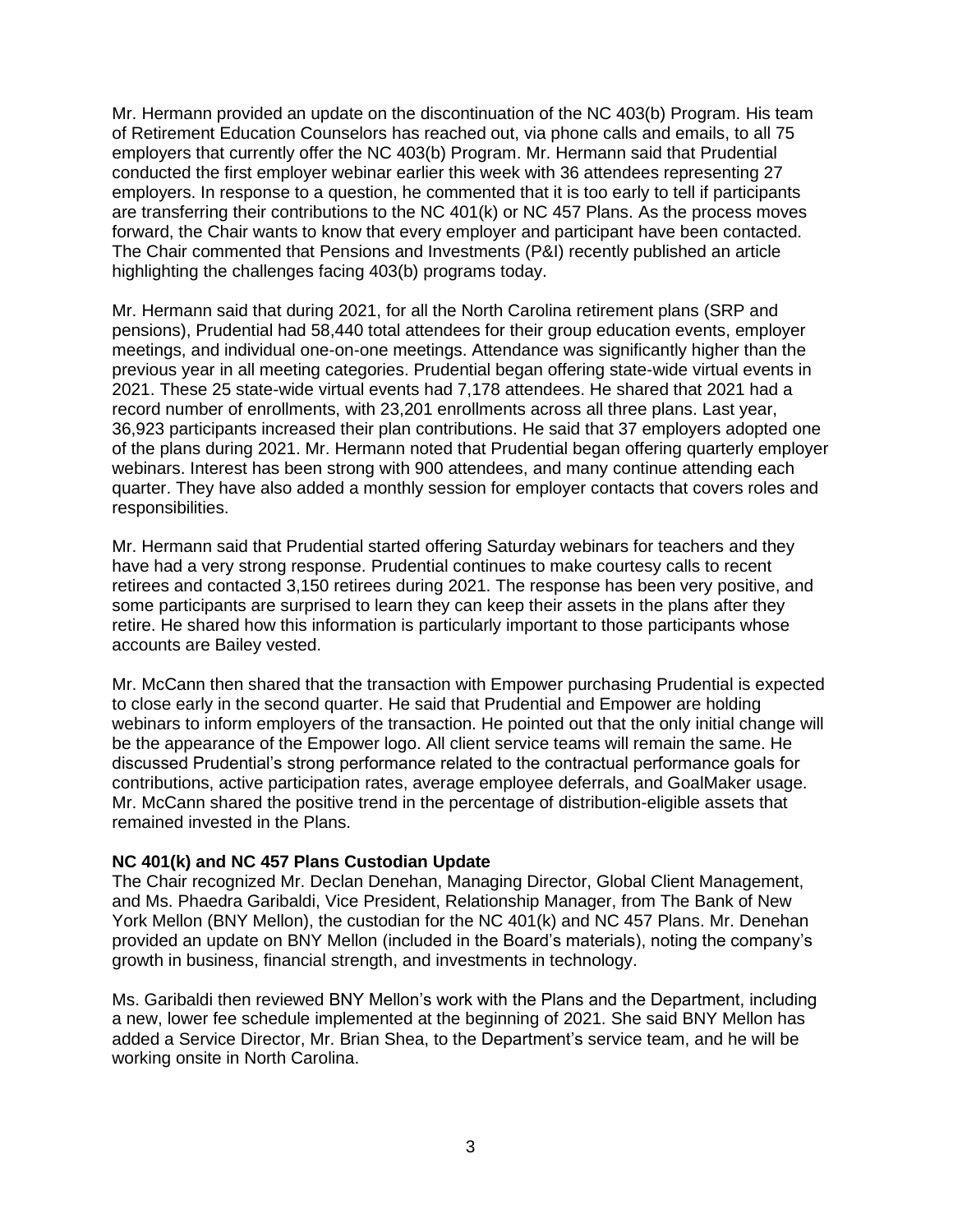Mr. Hermann provided an update on the discontinuation of the NC 403(b) Program. His team of Retirement Education Counselors has reached out, via phone calls and emails, to all 75 employers that currently offer the NC 403(b) Program. Mr. Hermann said that Prudential conducted the first employer webinar earlier this week with 36 attendees representing 27 employers. In response to a question, he commented that it is too early to tell if participants are transferring their contributions to the NC 401(k) or NC 457 Plans. As the process moves forward, the Chair wants to know that every employer and participant have been contacted. The Chair commented that Pensions and Investments (P&I) recently published an article highlighting the challenges facing 403(b) programs today.

Mr. Hermann said that during 2021, for all the North Carolina retirement plans (SRP and pensions), Prudential had 58,440 total attendees for their group education events, employer meetings, and individual one-on-one meetings. Attendance was significantly higher than the previous year in all meeting categories. Prudential began offering state-wide virtual events in 2021. These 25 state-wide virtual events had 7,178 attendees. He shared that 2021 had a record number of enrollments, with 23,201 enrollments across all three plans. Last year, 36,923 participants increased their plan contributions. He said that 37 employers adopted one of the plans during 2021. Mr. Hermann noted that Prudential began offering quarterly employer webinars. Interest has been strong with 900 attendees, and many continue attending each quarter. They have also added a monthly session for employer contacts that covers roles and responsibilities.

Mr. Hermann said that Prudential started offering Saturday webinars for teachers and they have had a very strong response. Prudential continues to make courtesy calls to recent retirees and contacted 3,150 retirees during 2021. The response has been very positive, and some participants are surprised to learn they can keep their assets in the plans after they retire. He shared how this information is particularly important to those participants whose accounts are Bailey vested.

Mr. McCann then shared that the transaction with Empower purchasing Prudential is expected to close early in the second quarter. He said that Prudential and Empower are holding webinars to inform employers of the transaction. He pointed out that the only initial change will be the appearance of the Empower logo. All client service teams will remain the same. He discussed Prudential's strong performance related to the contractual performance goals for contributions, active participation rates, average employee deferrals, and GoalMaker usage. Mr. McCann shared the positive trend in the percentage of distribution-eligible assets that remained invested in the Plans.

**NC 401(k) and NC 457 Plans Custodian Update**

The Chair recognized Mr. Declan Denehan, Managing Director, Global Client Management, and Ms. Phaedra Garibaldi, Vice President, Relationship Manager, from The Bank of New York Mellon (BNY Mellon), the custodian for the NC 401(k) and NC 457 Plans. Mr. Denehan provided an update on BNY Mellon (included in the Board's materials), noting the company's growth in business, financial strength, and investments in technology.

Ms. Garibaldi then reviewed BNY Mellon's work with the Plans and the Department, including a new, lower fee schedule implemented at the beginning of 2021. She said BNY Mellon has added a Service Director, Mr. Brian Shea, to the Department's service team, and he will be working onsite in North Carolina.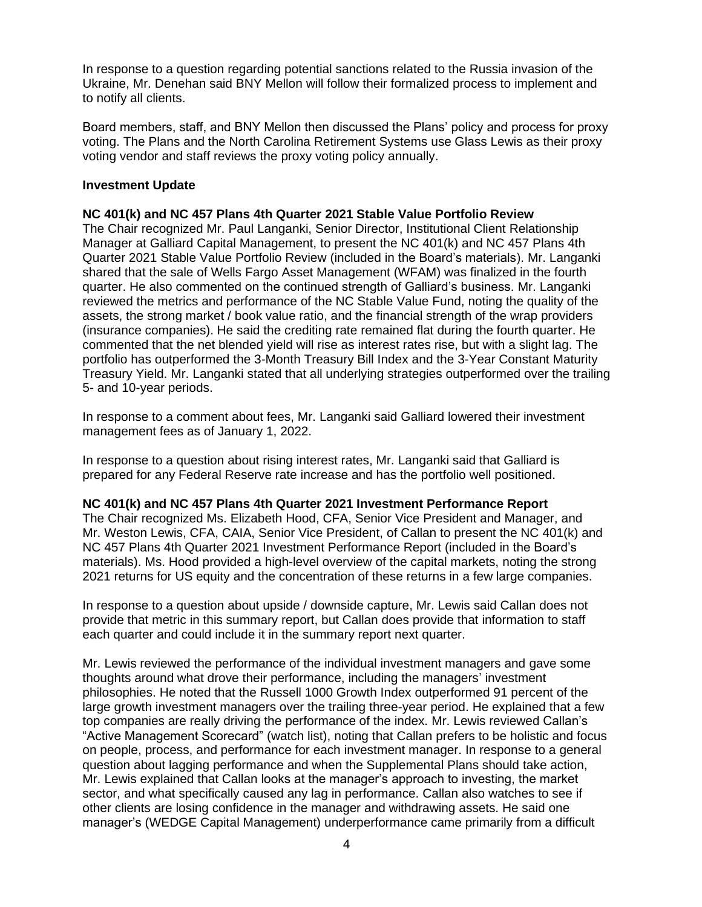In response to a question regarding potential sanctions related to the Russia invasion of the Ukraine, Mr. Denehan said BNY Mellon will follow their formalized process to implement and to notify all clients.

Board members, staff, and BNY Mellon then discussed the Plans' policy and process for proxy voting. The Plans and the North Carolina Retirement Systems use Glass Lewis as their proxy voting vendor and staff reviews the proxy voting policy annually.

**Investment Update**

**NC 401(k) and NC 457 Plans 4th Quarter 2021 Stable Value Portfolio Review**

The Chair recognized Mr. Paul Langanki, Senior Director, Institutional Client Relationship Manager at Galliard Capital Management, to present the NC 401(k) and NC 457 Plans 4th Quarter 2021 Stable Value Portfolio Review (included in the Board's materials). Mr. Langanki shared that the sale of Wells Fargo Asset Management (WFAM) was finalized in the fourth quarter. He also commented on the continued strength of Galliard's business. Mr. Langanki reviewed the metrics and performance of the NC Stable Value Fund, noting the quality of the assets, the strong market / book value ratio, and the financial strength of the wrap providers (insurance companies). He said the crediting rate remained flat during the fourth quarter. He commented that the net blended yield will rise as interest rates rise, but with a slight lag. The portfolio has outperformed the 3-Month Treasury Bill Index and the 3-Year Constant Maturity Treasury Yield. Mr. Langanki stated that all underlying strategies outperformed over the trailing 5- and 10-year periods.

In response to a comment about fees, Mr. Langanki said Galliard lowered their investment management fees as of January 1, 2022.

In response to a question about rising interest rates, Mr. Langanki said that Galliard is prepared for any Federal Reserve rate increase and has the portfolio well positioned.

**NC 401(k) and NC 457 Plans 4th Quarter 2021 Investment Performance Report**

The Chair recognized Ms. Elizabeth Hood, CFA, Senior Vice President and Manager, and Mr. Weston Lewis, CFA, CAIA, Senior Vice President, of Callan to present the NC 401(k) and NC 457 Plans 4th Quarter 2021 Investment Performance Report (included in the Board's materials). Ms. Hood provided a high-level overview of the capital markets, noting the strong 2021 returns for US equity and the concentration of these returns in a few large companies.

In response to a question about upside / downside capture, Mr. Lewis said Callan does not provide that metric in this summary report, but Callan does provide that information to staff each quarter and could include it in the summary report next quarter.

Mr. Lewis reviewed the performance of the individual investment managers and gave some thoughts around what drove their performance, including the managers' investment philosophies. He noted that the Russell 1000 Growth Index outperformed 91 percent of the large growth investment managers over the trailing three-year period. He explained that a few top companies are really driving the performance of the index. Mr. Lewis reviewed Callan's "Active Management Scorecard" (watch list), noting that Callan prefers to be holistic and focus on people, process, and performance for each investment manager. In response to a general question about lagging performance and when the Supplemental Plans should take action, Mr. Lewis explained that Callan looks at the manager's approach to investing, the market sector, and what specifically caused any lag in performance. Callan also watches to see if other clients are losing confidence in the manager and withdrawing assets. He said one manager's (WEDGE Capital Management) underperformance came primarily from a difficult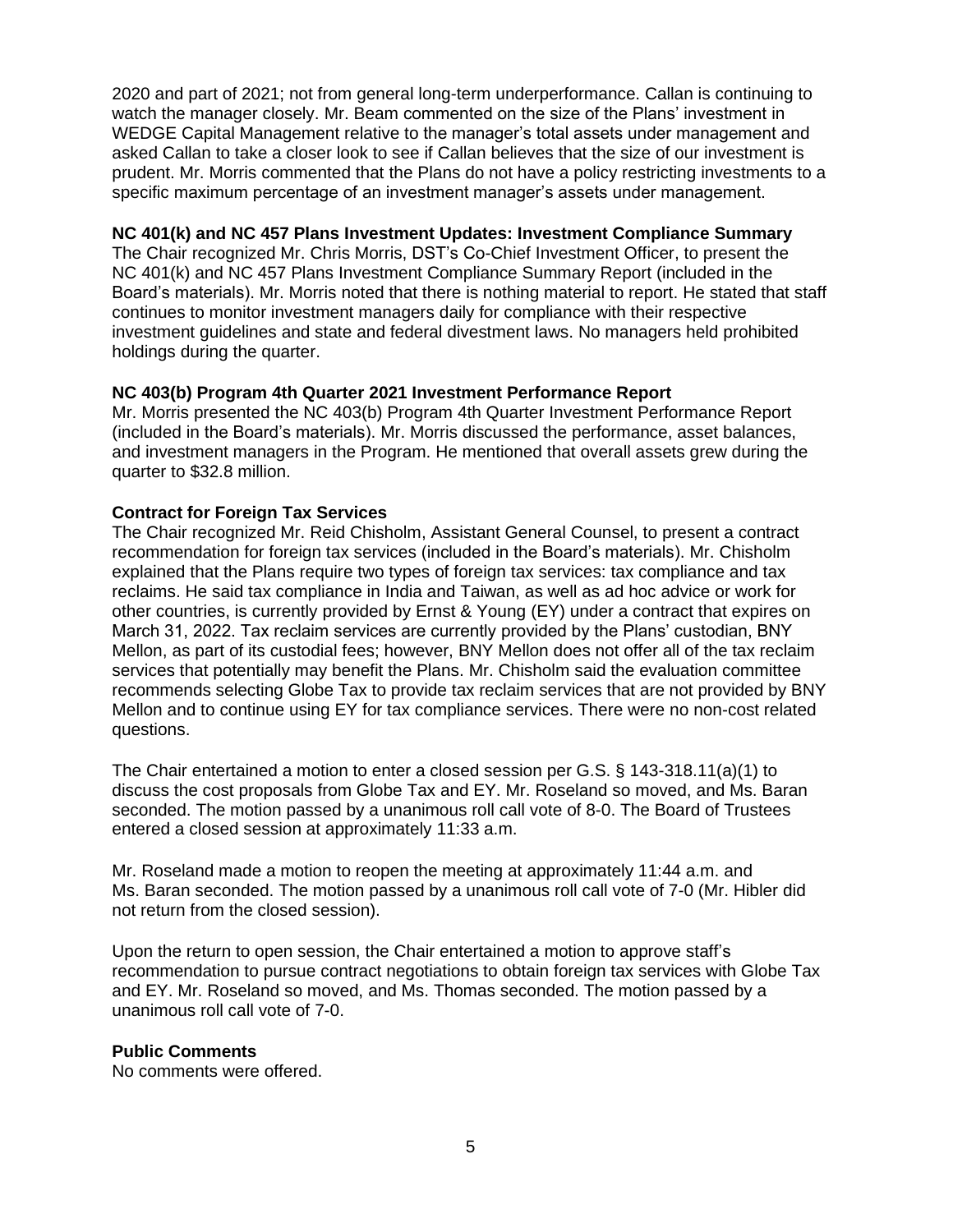2020 and part of 2021; not from general long-term underperformance. Callan is continuing to watch the manager closely. Mr. Beam commented on the size of the Plans' investment in WEDGE Capital Management relative to the manager's total assets under management and asked Callan to take a closer look to see if Callan believes that the size of our investment is prudent. Mr. Morris commented that the Plans do not have a policy restricting investments to a specific maximum percentage of an investment manager's assets under management.

**NC 401(k) and NC 457 Plans Investment Updates: Investment Compliance Summary**

The Chair recognized Mr. Chris Morris, DST's Co-Chief Investment Officer, to present the NC 401(k) and NC 457 Plans Investment Compliance Summary Report (included in the Board's materials). Mr. Morris noted that there is nothing material to report. He stated that staff continues to monitor investment managers daily for compliance with their respective investment guidelines and state and federal divestment laws. No managers held prohibited holdings during the quarter.

**NC 403(b) Program 4th Quarter 2021 Investment Performance Report**

Mr. Morris presented the NC 403(b) Program 4th Quarter Investment Performance Report (included in the Board's materials). Mr. Morris discussed the performance, asset balances, and investment managers in the Program. He mentioned that overall assets grew during the quarter to $32.8 million.

**Contract for Foreign Tax Services**

The Chair recognized Mr. Reid Chisholm, Assistant General Counsel, to present a contract recommendation for foreign tax services (included in the Board's materials). Mr. Chisholm explained that the Plans require two types of foreign tax services: tax compliance and tax reclaims. He said tax compliance in India and Taiwan, as well as ad hoc advice or work for other countries, is currently provided by Ernst & Young (EY) under a contract that expires on March 31, 2022. Tax reclaim services are currently provided by the Plans' custodian, BNY Mellon, as part of its custodial fees; however, BNY Mellon does not offer all of the tax reclaim services that potentially may benefit the Plans. Mr. Chisholm said the evaluation committee recommends selecting Globe Tax to provide tax reclaim services that are not provided by BNY Mellon and to continue using EY for tax compliance services. There were no non-cost related questions.

The Chair entertained a motion to enter a closed session per G.S. § 143-318.11(a)(1) to discuss the cost proposals from Globe Tax and EY. Mr. Roseland so moved, and Ms. Baran seconded. The motion passed by a unanimous roll call vote of 8-0. The Board of Trustees entered a closed session at approximately 11:33 a.m.

Mr. Roseland made a motion to reopen the meeting at approximately 11:44 a.m. and Ms. Baran seconded. The motion passed by a unanimous roll call vote of 7-0 (Mr. Hibler did not return from the closed session).

Upon the return to open session, the Chair entertained a motion to approve staff's recommendation to pursue contract negotiations to obtain foreign tax services with Globe Tax and EY. Mr. Roseland so moved, and Ms. Thomas seconded. The motion passed by a unanimous roll call vote of 7-0.

**Public Comments**

No comments were offered.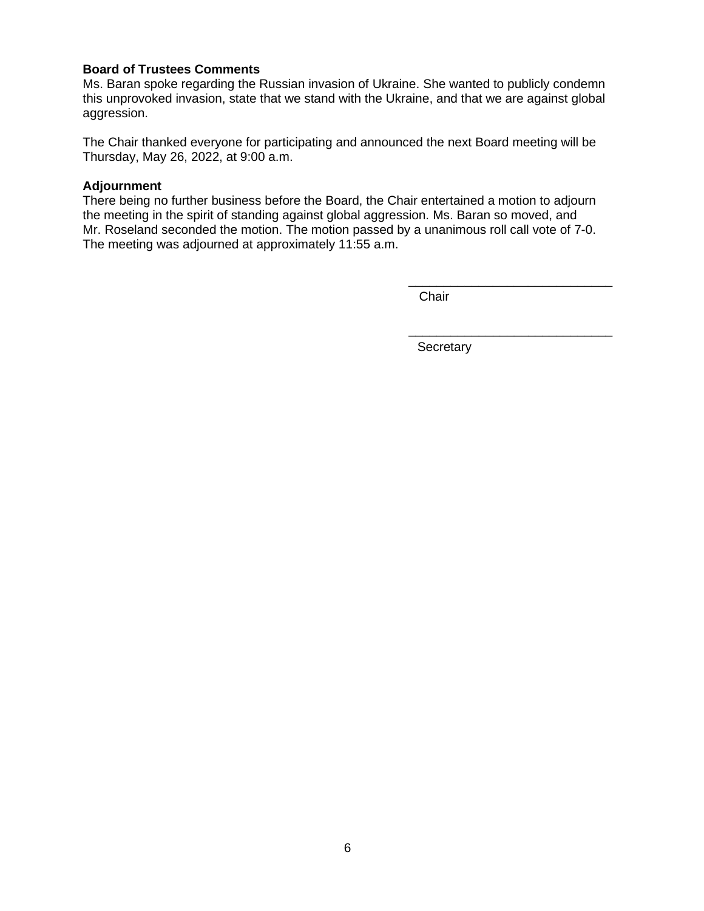**Board of Trustees Comments**

Ms. Baran spoke regarding the Russian invasion of Ukraine. She wanted to publicly condemn this unprovoked invasion, state that we stand with the Ukraine, and that we are against global aggression.

The Chair thanked everyone for participating and announced the next Board meeting will be Thursday, May 26, 2022, at 9:00 a.m.

**Adjournment**

There being no further business before the Board, the Chair entertained a motion to adjourn the meeting in the spirit of standing against global aggression. Ms. Baran so moved, and Mr. Roseland seconded the motion. The motion passed by a unanimous roll call vote of 7-0. The meeting was adjourned at approximately 11:55 a.m.

______________________________
Chair

______________________________
Secretary